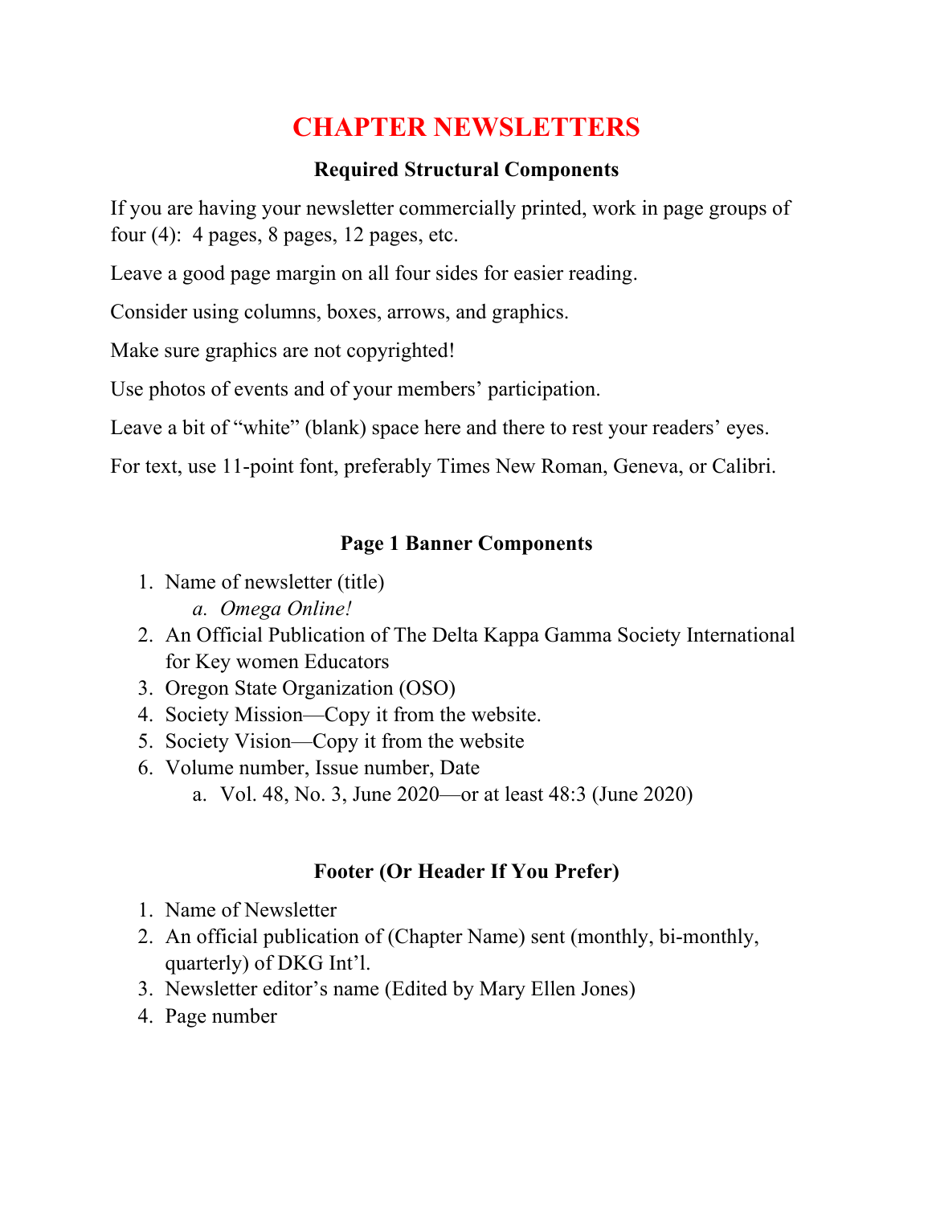# CHAPTER NEWSLETTERS

### Required Structural Components

If you are having your newsletter commercially printed, work in page groups of four (4): 4 pages, 8 pages, 12 pages, etc.

Leave a good page margin on all four sides for easier reading.

Consider using columns, boxes, arrows, and graphics.

Make sure graphics are not copyrighted!

Use photos of events and of your members' participation.

Leave a bit of "white" (blank) space here and there to rest your readers' eyes.

For text, use 11-point font, preferably Times New Roman, Geneva, or Calibri.

### Page 1 Banner Components

1. Name of newsletter (title)
   a. *Omega Online!*
2. An Official Publication of The Delta Kappa Gamma Society International for Key women Educators
3. Oregon State Organization (OSO)
4. Society Mission—Copy it from the website.
5. Society Vision—Copy it from the website
6. Volume number, Issue number, Date
   a. Vol. 48, No. 3, June 2020—or at least 48:3 (June 2020)

### Footer (Or Header If You Prefer)

1. Name of Newsletter
2. An official publication of (Chapter Name) sent (monthly, bi-monthly, quarterly) of DKG Int'l.
3. Newsletter editor's name (Edited by Mary Ellen Jones)
4. Page number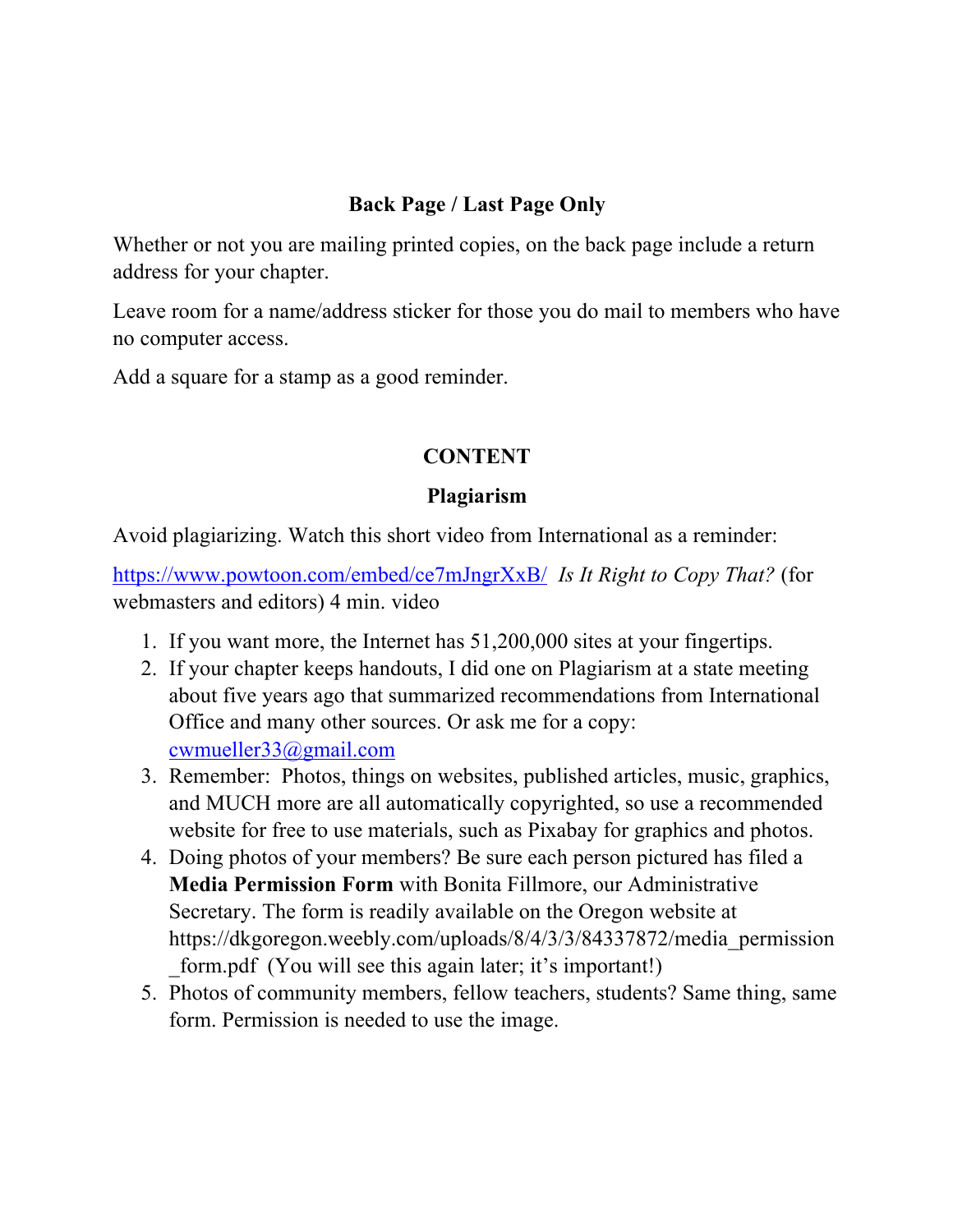**Back Page / Last Page Only**

Whether or not you are mailing printed copies, on the back page include a return address for your chapter.

Leave room for a name/address sticker for those you do mail to members who have no computer access.

Add a square for a stamp as a good reminder.

## CONTENT

### Plagiarism

Avoid plagiarizing. Watch this short video from International as a reminder:

https://www.powtoon.com/embed/ce7mJngrXxB/ *Is It Right to Copy That?* (for webmasters and editors) 4 min. video

1. If you want more, the Internet has 51,200,000 sites at your fingertips.
2. If your chapter keeps handouts, I did one on Plagiarism at a state meeting about five years ago that summarized recommendations from International Office and many other sources. Or ask me for a copy: cwmueller33@gmail.com
3. Remember: Photos, things on websites, published articles, music, graphics, and MUCH more are all automatically copyrighted, so use a recommended website for free to use materials, such as Pixabay for graphics and photos.
4. Doing photos of your members? Be sure each person pictured has filed a **Media Permission Form** with Bonita Fillmore, our Administrative Secretary. The form is readily available on the Oregon website at https://dkgoregon.weebly.com/uploads/8/4/3/3/84337872/media_permission_form.pdf (You will see this again later; it's important!)
5. Photos of community members, fellow teachers, students? Same thing, same form. Permission is needed to use the image.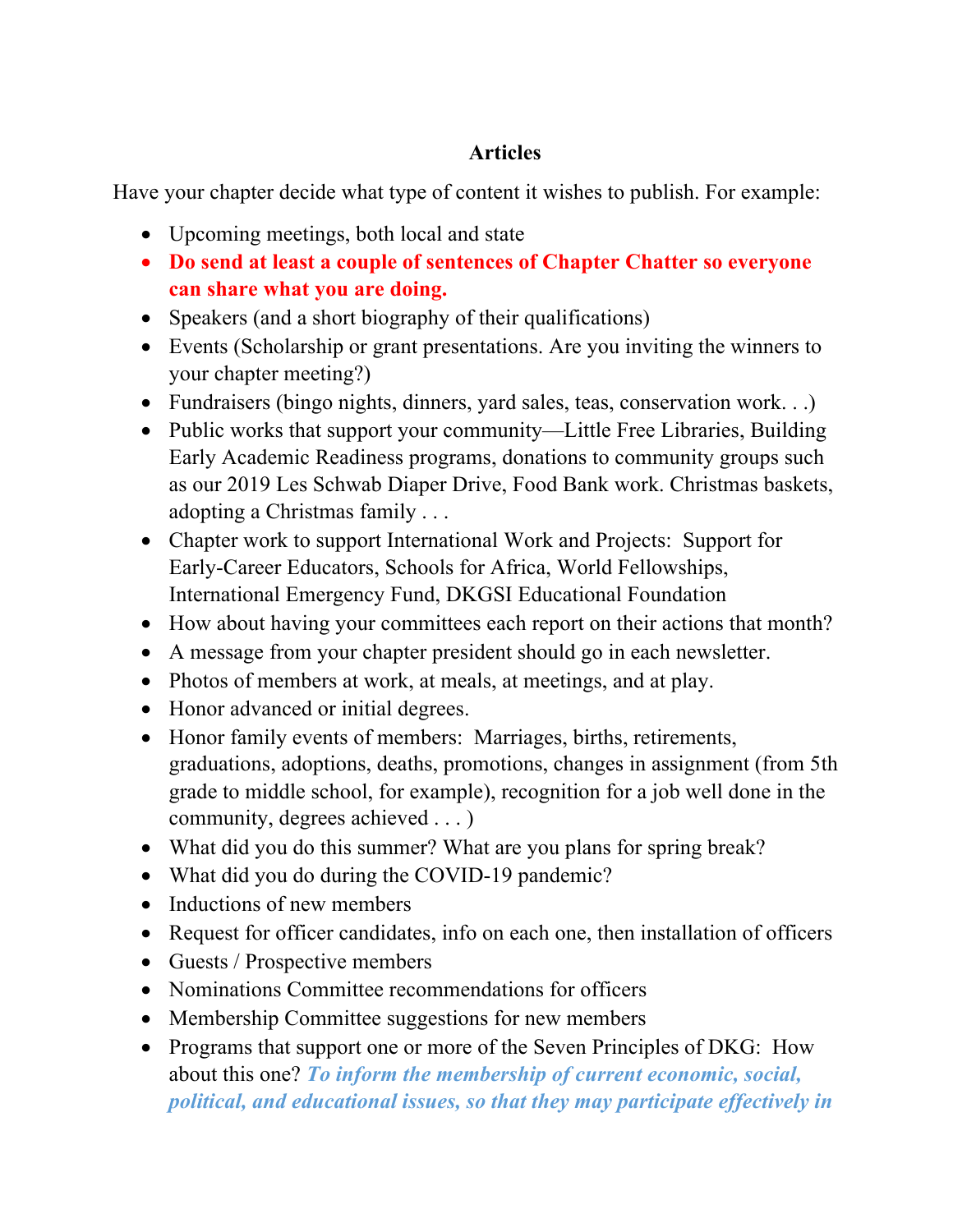**Articles**

Have your chapter decide what type of content it wishes to publish. For example:

- Upcoming meetings, both local and state
- **Do send at least a couple of sentences of Chapter Chatter so everyone can share what you are doing.**
- Speakers (and a short biography of their qualifications)
- Events (Scholarship or grant presentations. Are you inviting the winners to your chapter meeting?)
- Fundraisers (bingo nights, dinners, yard sales, teas, conservation work. . .)
- Public works that support your community—Little Free Libraries, Building Early Academic Readiness programs, donations to community groups such as our 2019 Les Schwab Diaper Drive, Food Bank work. Christmas baskets, adopting a Christmas family . . .
- Chapter work to support International Work and Projects: Support for Early-Career Educators, Schools for Africa, World Fellowships, International Emergency Fund, DKGSI Educational Foundation
- How about having your committees each report on their actions that month?
- A message from your chapter president should go in each newsletter.
- Photos of members at work, at meals, at meetings, and at play.
- Honor advanced or initial degrees.
- Honor family events of members: Marriages, births, retirements, graduations, adoptions, deaths, promotions, changes in assignment (from 5th grade to middle school, for example), recognition for a job well done in the community, degrees achieved . . . )
- What did you do this summer? What are you plans for spring break?
- What did you do during the COVID-19 pandemic?
- Inductions of new members
- Request for officer candidates, info on each one, then installation of officers
- Guests / Prospective members
- Nominations Committee recommendations for officers
- Membership Committee suggestions for new members
- Programs that support one or more of the Seven Principles of DKG: How about this one? ***To inform the membership of current economic, social, political, and educational issues, so that they may participate effectively in***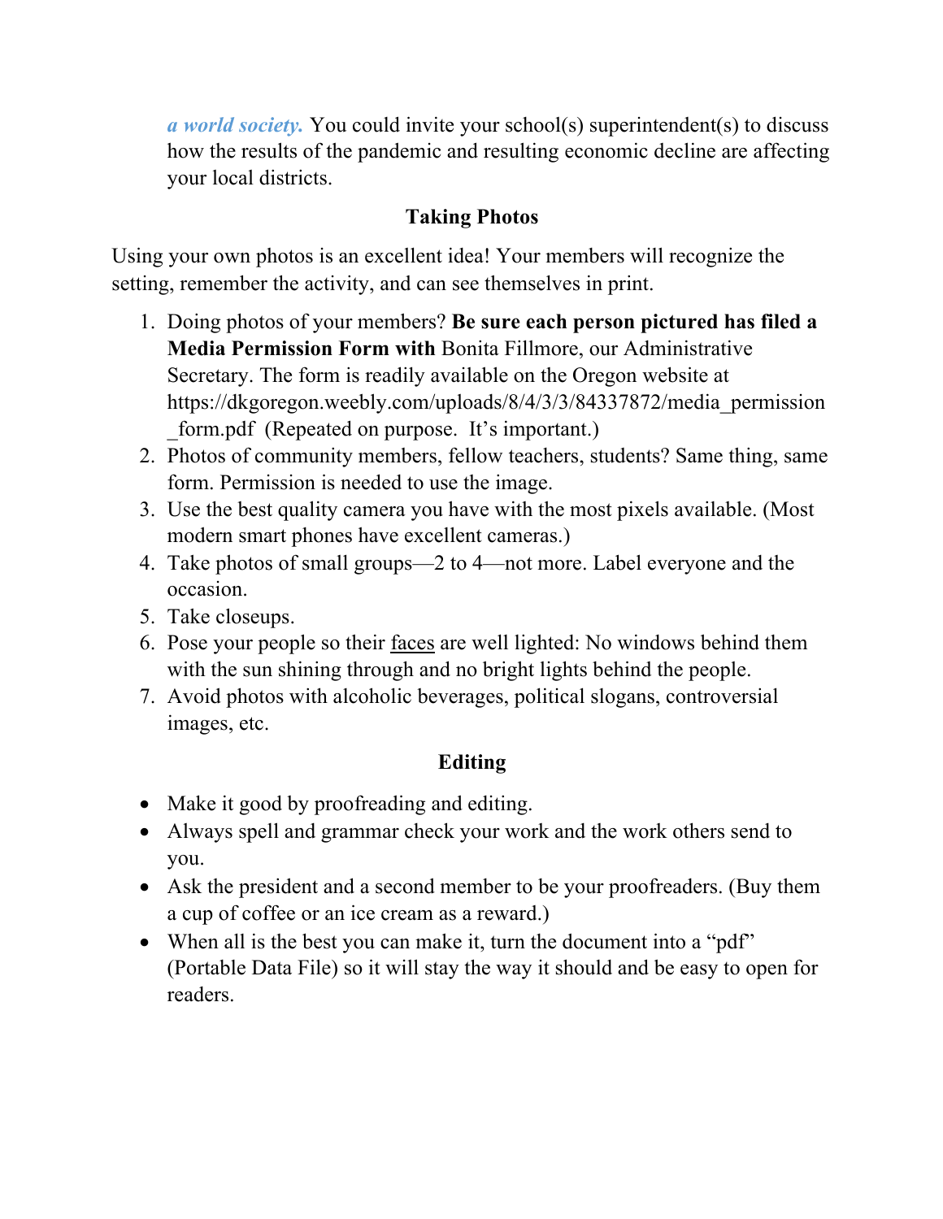*a world society.* You could invite your school(s) superintendent(s) to discuss how the results of the pandemic and resulting economic decline are affecting your local districts.

### Taking Photos

Using your own photos is an excellent idea! Your members will recognize the setting, remember the activity, and can see themselves in print.

1. Doing photos of your members? **Be sure each person pictured has filed a Media Permission Form with** Bonita Fillmore, our Administrative Secretary. The form is readily available on the Oregon website at https://dkgoregon.weebly.com/uploads/8/4/3/3/84337872/media_permission_form.pdf (Repeated on purpose. It's important.)
2. Photos of community members, fellow teachers, students? Same thing, same form. Permission is needed to use the image.
3. Use the best quality camera you have with the most pixels available. (Most modern smart phones have excellent cameras.)
4. Take photos of small groups—2 to 4—not more. Label everyone and the occasion.
5. Take closeups.
6. Pose your people so their faces are well lighted: No windows behind them with the sun shining through and no bright lights behind the people.
7. Avoid photos with alcoholic beverages, political slogans, controversial images, etc.

### Editing

- Make it good by proofreading and editing.
- Always spell and grammar check your work and the work others send to you.
- Ask the president and a second member to be your proofreaders. (Buy them a cup of coffee or an ice cream as a reward.)
- When all is the best you can make it, turn the document into a "pdf" (Portable Data File) so it will stay the way it should and be easy to open for readers.